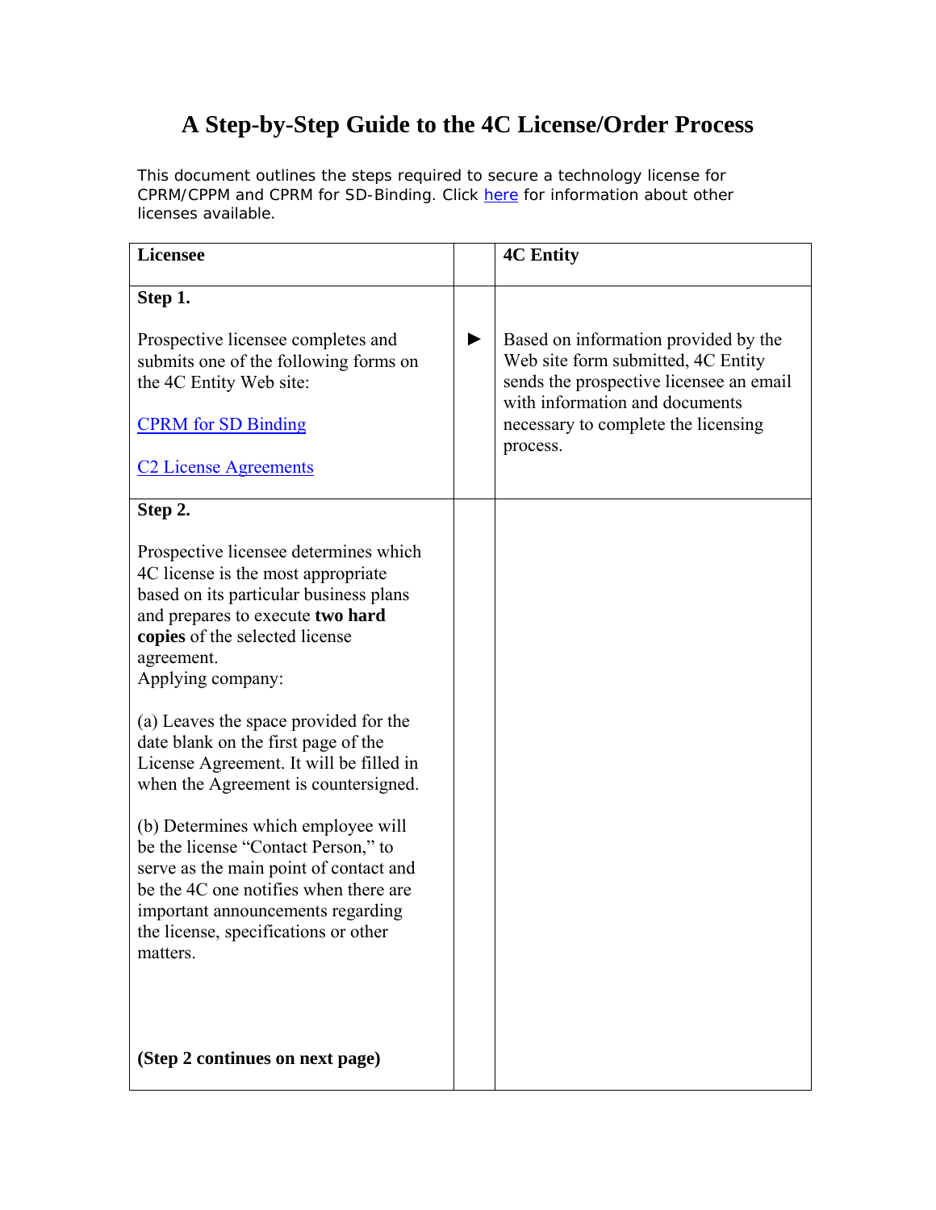# A Step-by-Step Guide to the 4C License/Order Process

This document outlines the steps required to secure a technology license for CPRM/CPPM and CPRM for SD-Binding. Click here for information about other licenses available.

| Licensee | | 4C Entity |
|---|---|---|
| **Step 1.**<br><br>Prospective licensee completes and submits one of the following forms on the 4C Entity Web site:<br><br>CPRM for SD Binding<br><br>C2 License Agreements | ► | Based on information provided by the Web site form submitted, 4C Entity sends the prospective licensee an email with information and documents necessary to complete the licensing process. |
| **Step 2.**<br><br>Prospective licensee determines which 4C license is the most appropriate based on its particular business plans and prepares to execute **two hard copies** of the selected license agreement.<br>Applying company:<br><br>(a) Leaves the space provided for the date blank on the first page of the License Agreement. It will be filled in when the Agreement is countersigned.<br><br>(b) Determines which employee will be the license "Contact Person," to serve as the main point of contact and be the 4C one notifies when there are important announcements regarding the license, specifications or other matters.<br><br>**(Step 2 continues on next page)** | | |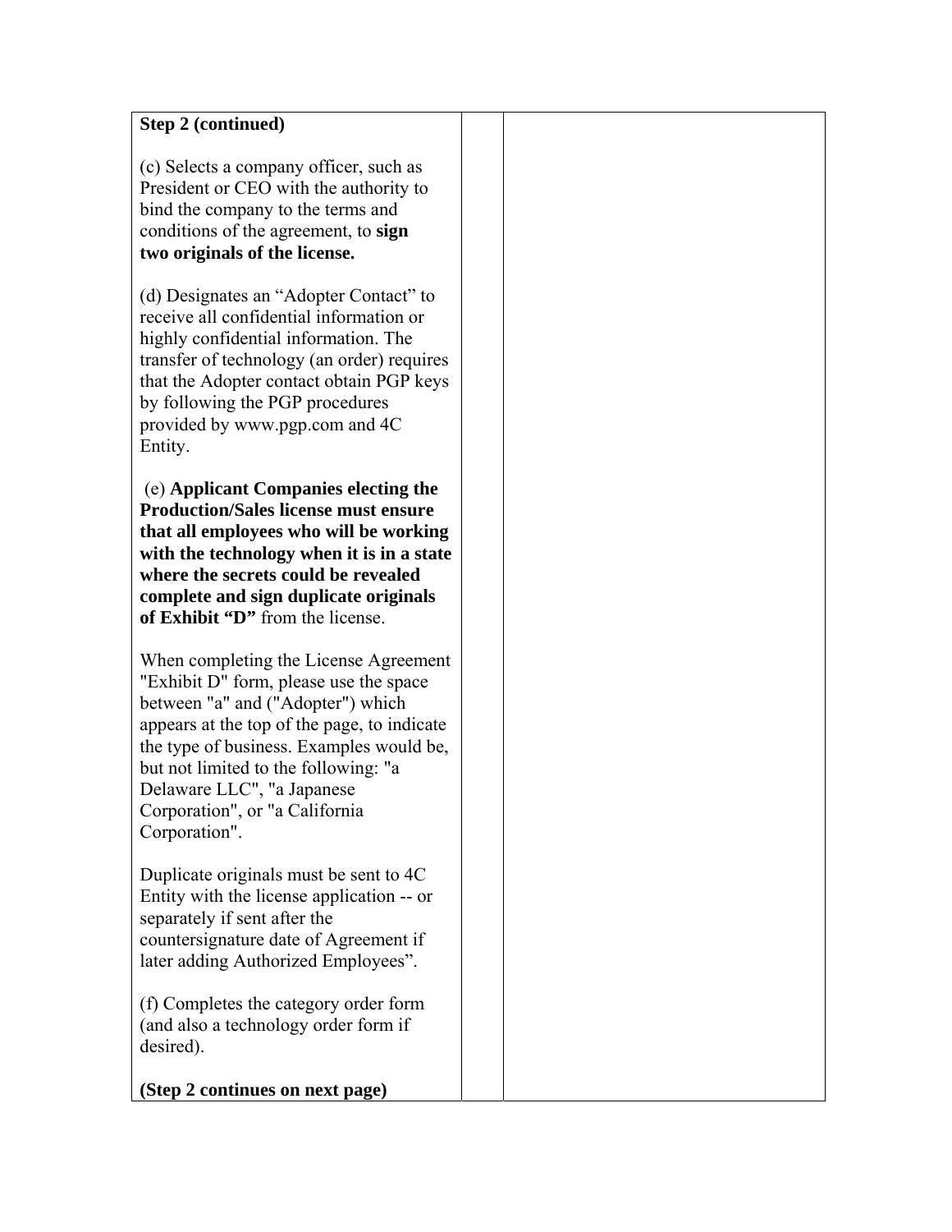| **Step 2 (continued)**<br><br>(c) Selects a company officer, such as President or CEO with the authority to bind the company to the terms and conditions of the agreement, to **sign two originals of the license.**<br><br>(d) Designates an "Adopter Contact" to receive all confidential information or highly confidential information. The transfer of technology (an order) requires that the Adopter contact obtain PGP keys by following the PGP procedures provided by www.pgp.com and 4C Entity.<br><br>(e) **Applicant Companies electing the Production/Sales license must ensure that all employees who will be working with the technology when it is in a state where the secrets could be revealed complete and sign duplicate originals of Exhibit "D"** from the license.<br><br>When completing the License Agreement "Exhibit D" form, please use the space between "a" and ("Adopter") which appears at the top of the page, to indicate the type of business. Examples would be, but not limited to the following: "a Delaware LLC", "a Japanese Corporation", or "a California Corporation".<br><br>Duplicate originals must be sent to 4C Entity with the license application -- or separately if sent after the countersignature date of Agreement if later adding Authorized Employees".<br><br>(f) Completes the category order form (and also a technology order form if desired).<br><br>**(Step 2 continues on next page)** | | |
|---|---|---|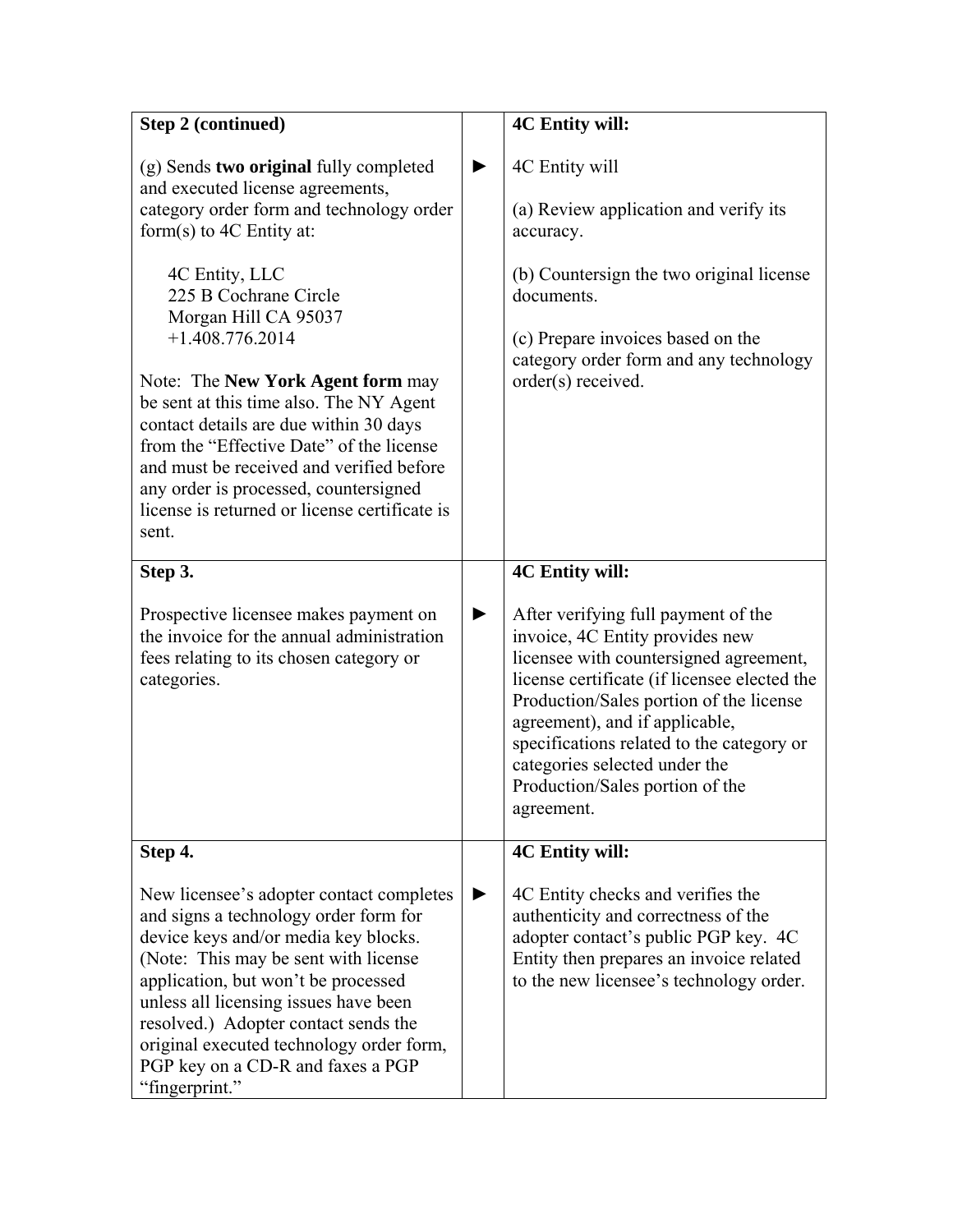| Step 2 (continued) | | 4C Entity will: |
|---|---|---|
| (g) Sends **two original** fully completed and executed license agreements, category order form and technology order form(s) to 4C Entity at:<br><br>4C Entity, LLC<br>225 B Cochrane Circle<br>Morgan Hill CA 95037<br>+1.408.776.2014<br><br>Note: The **New York Agent form** may be sent at this time also. The NY Agent contact details are due within 30 days from the "Effective Date" of the license and must be received and verified before any order is processed, countersigned license is returned or license certificate is sent. | ► | 4C Entity will<br><br>(a) Review application and verify its accuracy.<br><br>(b) Countersign the two original license documents.<br><br>(c) Prepare invoices based on the category order form and any technology order(s) received. |
| **Step 3.**<br><br>Prospective licensee makes payment on the invoice for the annual administration fees relating to its chosen category or categories. | ► | **4C Entity will:**<br><br>After verifying full payment of the invoice, 4C Entity provides new licensee with countersigned agreement, license certificate (if licensee elected the Production/Sales portion of the license agreement), and if applicable, specifications related to the category or categories selected under the Production/Sales portion of the agreement. |
| **Step 4.**<br><br>New licensee's adopter contact completes and signs a technology order form for device keys and/or media key blocks. (Note: This may be sent with license application, but won't be processed unless all licensing issues have been resolved.) Adopter contact sends the original executed technology order form, PGP key on a CD-R and faxes a PGP "fingerprint." | ► | **4C Entity will:**<br><br>4C Entity checks and verifies the authenticity and correctness of the adopter contact's public PGP key. 4C Entity then prepares an invoice related to the new licensee's technology order. |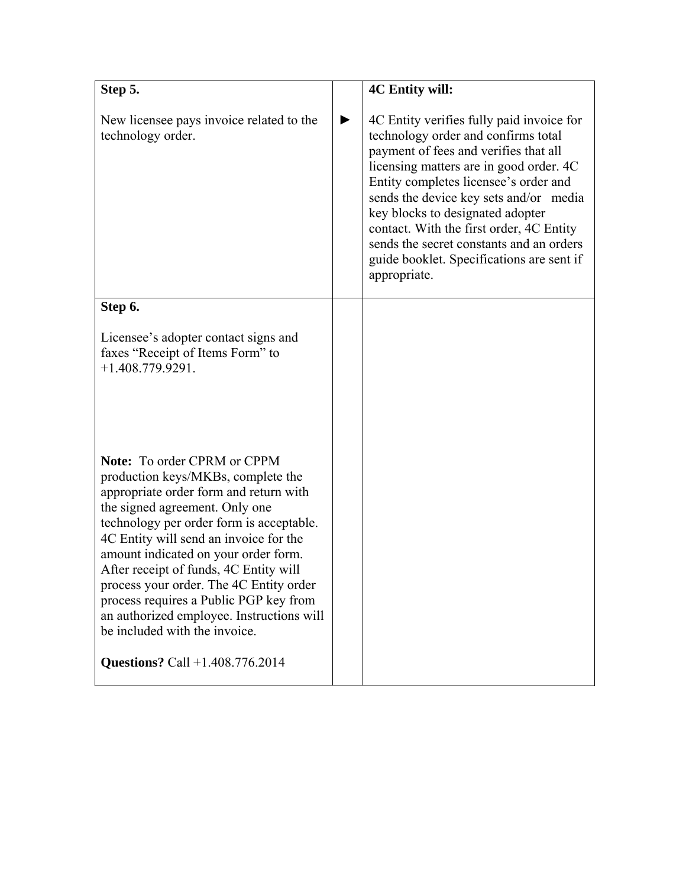| | | |
|---|---|---|
| **Step 5.**<br><br>New licensee pays invoice related to the technology order. | ► | **4C Entity will:**<br><br>4C Entity verifies fully paid invoice for technology order and confirms total payment of fees and verifies that all licensing matters are in good order. 4C Entity completes licensee's order and sends the device key sets and/or media key blocks to designated adopter contact. With the first order, 4C Entity sends the secret constants and an orders guide booklet. Specifications are sent if appropriate. |
| **Step 6.**<br><br>Licensee's adopter contact signs and faxes "Receipt of Items Form" to +1.408.779.9291.<br><br>**Note:** To order CPRM or CPPM production keys/MKBs, complete the appropriate order form and return with the signed agreement. Only one technology per order form is acceptable. 4C Entity will send an invoice for the amount indicated on your order form. After receipt of funds, 4C Entity will process your order. The 4C Entity order process requires a Public PGP key from an authorized employee. Instructions will be included with the invoice.<br><br>**Questions?** Call +1.408.776.2014 | | |